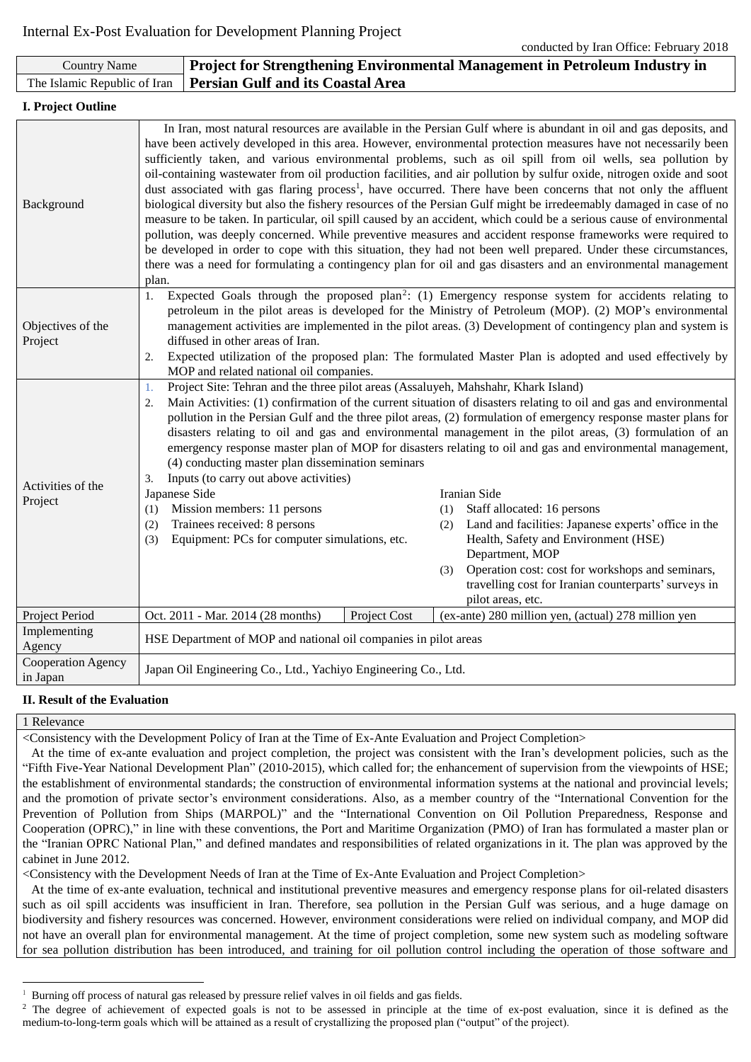Internal Ex-Post Evaluation for Development Planning Project

conducted by Iran Office: February 2018

| Country Name | **Project for Strengthening Environmental Management in Petroleum Industry in Persian Gulf and its Coastal Area** |
|---|---|
| The Islamic Republic of Iran | |

**I. Project Outline**

| | |
|---|---|
| Background | In Iran, most natural resources are available in the Persian Gulf where is abundant in oil and gas deposits, and have been actively developed in this area. However, environmental protection measures have not necessarily been sufficiently taken, and various environmental problems, such as oil spill from oil wells, sea pollution by oil-containing wastewater from oil production facilities, and air pollution by sulfur oxide, nitrogen oxide and soot dust associated with gas flaring process[1], have occurred. There have been concerns that not only the affluent biological diversity but also the fishery resources of the Persian Gulf might be irredeemably damaged in case of no measure to be taken. In particular, oil spill caused by an accident, which could be a serious cause of environmental pollution, was deeply concerned. While preventive measures and accident response frameworks were required to be developed in order to cope with this situation, they had not been well prepared. Under these circumstances, there was a need for formulating a contingency plan for oil and gas disasters and an environmental management plan. |
| Objectives of the Project | 1. Expected Goals through the proposed plan[2]: (1) Emergency response system for accidents relating to petroleum in the pilot areas is developed for the Ministry of Petroleum (MOP). (2) MOP's environmental management activities are implemented in the pilot areas. (3) Development of contingency plan and system is diffused in other areas of Iran.<br>2. Expected utilization of the proposed plan: The formulated Master Plan is adopted and used effectively by MOP and related national oil companies. |
| Activities of the Project | 1. Project Site: Tehran and the three pilot areas (Assaluyeh, Mahshahr, Khark Island)<br>2. Main Activities: (1) confirmation of the current situation of disasters relating to oil and gas and environmental pollution in the Persian Gulf and the three pilot areas, (2) formulation of emergency response master plans for disasters relating to oil and gas and environmental management in the pilot areas, (3) formulation of an emergency response master plan of MOP for disasters relating to oil and gas and environmental management, (4) conducting master plan dissemination seminars<br>3. Inputs (to carry out above activities)<br>Japanese Side<br>(1) Mission members: 11 persons<br>(2) Trainees received: 8 persons<br>(3) Equipment: PCs for computer simulations, etc.<br>Iranian Side<br>(1) Staff allocated: 16 persons<br>(2) Land and facilities: Japanese experts' office in the Health, Safety and Environment (HSE) Department, MOP<br>(3) Operation cost: cost for workshops and seminars, travelling cost for Iranian counterparts' surveys in pilot areas, etc. |
| Project Period | Oct. 2011 - Mar. 2014 (28 months) &nbsp;&nbsp; Project Cost: (ex-ante) 280 million yen, (actual) 278 million yen |
| Implementing Agency | HSE Department of MOP and national oil companies in pilot areas |
| Cooperation Agency in Japan | Japan Oil Engineering Co., Ltd., Yachiyo Engineering Co., Ltd. |

**II. Result of the Evaluation**

1 Relevance

<Consistency with the Development Policy of Iran at the Time of Ex-Ante Evaluation and Project Completion>

At the time of ex-ante evaluation and project completion, the project was consistent with the Iran's development policies, such as the "Fifth Five-Year National Development Plan" (2010-2015), which called for; the enhancement of supervision from the viewpoints of HSE; the establishment of environmental standards; the construction of environmental information systems at the national and provincial levels; and the promotion of private sector's environment considerations. Also, as a member country of the "International Convention for the Prevention of Pollution from Ships (MARPOL)" and the "International Convention on Oil Pollution Preparedness, Response and Cooperation (OPRC)," in line with these conventions, the Port and Maritime Organization (PMO) of Iran has formulated a master plan or the "Iranian OPRC National Plan," and defined mandates and responsibilities of related organizations in it. The plan was approved by the cabinet in June 2012.

<Consistency with the Development Needs of Iran at the Time of Ex-Ante Evaluation and Project Completion>

At the time of ex-ante evaluation, technical and institutional preventive measures and emergency response plans for oil-related disasters such as oil spill accidents was insufficient in Iran. Therefore, sea pollution in the Persian Gulf was serious, and a huge damage on biodiversity and fishery resources was concerned. However, environment considerations were relied on individual company, and MOP did not have an overall plan for environmental management. At the time of project completion, some new system such as modeling software for sea pollution distribution has been introduced, and training for oil pollution control including the operation of those software and

---

[1] Burning off process of natural gas released by pressure relief valves in oil fields and gas fields.

[2] The degree of achievement of expected goals is not to be assessed in principle at the time of ex-post evaluation, since it is defined as the medium-to-long-term goals which will be attained as a result of crystallizing the proposed plan ("output" of the project).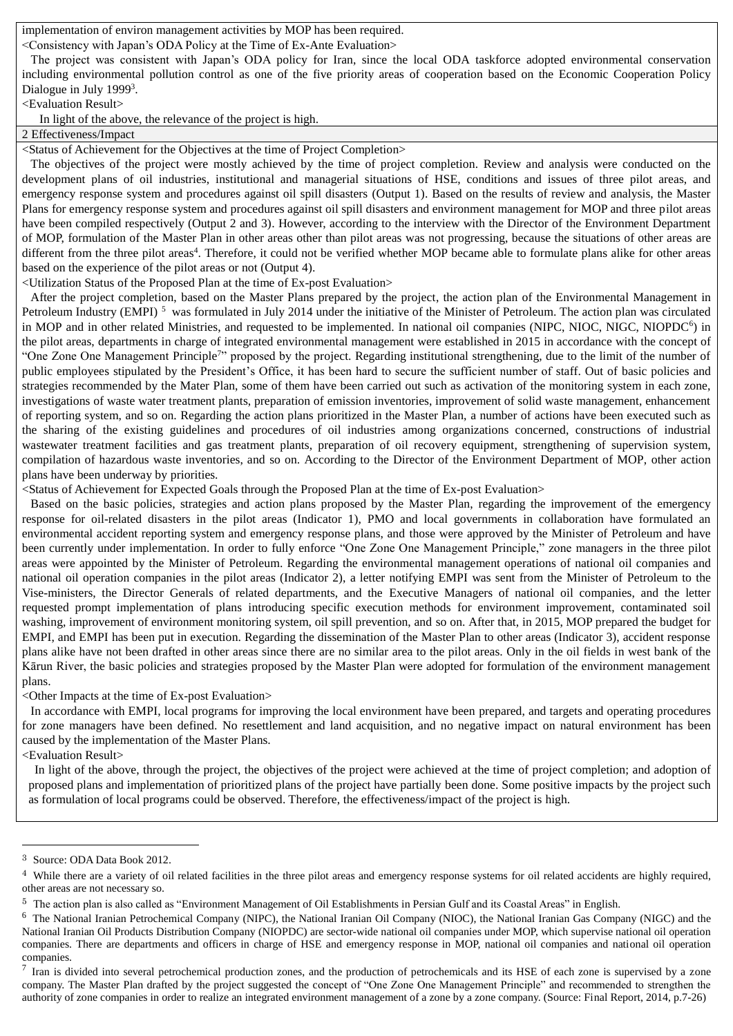implementation of environ management activities by MOP has been required.

<Consistency with Japan's ODA Policy at the Time of Ex-Ante Evaluation>

The project was consistent with Japan's ODA policy for Iran, since the local ODA taskforce adopted environmental conservation including environmental pollution control as one of the five priority areas of cooperation based on the Economic Cooperation Policy Dialogue in July 1999[3].

<Evaluation Result>

In light of the above, the relevance of the project is high.

## 2 Effectiveness/Impact

<Status of Achievement for the Objectives at the time of Project Completion>

The objectives of the project were mostly achieved by the time of project completion. Review and analysis were conducted on the development plans of oil industries, institutional and managerial situations of HSE, conditions and issues of three pilot areas, and emergency response system and procedures against oil spill disasters (Output 1). Based on the results of review and analysis, the Master Plans for emergency response system and procedures against oil spill disasters and environment management for MOP and three pilot areas have been compiled respectively (Output 2 and 3). However, according to the interview with the Director of the Environment Department of MOP, formulation of the Master Plan in other areas other than pilot areas was not progressing, because the situations of other areas are different from the three pilot areas[4]. Therefore, it could not be verified whether MOP became able to formulate plans alike for other areas based on the experience of the pilot areas or not (Output 4).

<Utilization Status of the Proposed Plan at the time of Ex-post Evaluation>

After the project completion, based on the Master Plans prepared by the project, the action plan of the Environmental Management in Petroleum Industry (EMPI) [5] was formulated in July 2014 under the initiative of the Minister of Petroleum. The action plan was circulated in MOP and in other related Ministries, and requested to be implemented. In national oil companies (NIPC, NIOC, NIGC, NIOPDC[6]) in the pilot areas, departments in charge of integrated environmental management were established in 2015 in accordance with the concept of "One Zone One Management Principle[7]" proposed by the project. Regarding institutional strengthening, due to the limit of the number of public employees stipulated by the President's Office, it has been hard to secure the sufficient number of staff. Out of basic policies and strategies recommended by the Mater Plan, some of them have been carried out such as activation of the monitoring system in each zone, investigations of waste water treatment plants, preparation of emission inventories, improvement of solid waste management, enhancement of reporting system, and so on. Regarding the action plans prioritized in the Master Plan, a number of actions have been executed such as the sharing of the existing guidelines and procedures of oil industries among organizations concerned, constructions of industrial wastewater treatment facilities and gas treatment plants, preparation of oil recovery equipment, strengthening of supervision system, compilation of hazardous waste inventories, and so on. According to the Director of the Environment Department of MOP, other action plans have been underway by priorities.

<Status of Achievement for Expected Goals through the Proposed Plan at the time of Ex-post Evaluation>

Based on the basic policies, strategies and action plans proposed by the Master Plan, regarding the improvement of the emergency response for oil-related disasters in the pilot areas (Indicator 1), PMO and local governments in collaboration have formulated an environmental accident reporting system and emergency response plans, and those were approved by the Minister of Petroleum and have been currently under implementation. In order to fully enforce "One Zone One Management Principle," zone managers in the three pilot areas were appointed by the Minister of Petroleum. Regarding the environmental management operations of national oil companies and national oil operation companies in the pilot areas (Indicator 2), a letter notifying EMPI was sent from the Minister of Petroleum to the Vise-ministers, the Director Generals of related departments, and the Executive Managers of national oil companies, and the letter requested prompt implementation of plans introducing specific execution methods for environment improvement, contaminated soil washing, improvement of environment monitoring system, oil spill prevention, and so on. After that, in 2015, MOP prepared the budget for EMPI, and EMPI has been put in execution. Regarding the dissemination of the Master Plan to other areas (Indicator 3), accident response plans alike have not been drafted in other areas since there are no similar area to the pilot areas. Only in the oil fields in west bank of the Kārun River, the basic policies and strategies proposed by the Master Plan were adopted for formulation of the environment management plans.

<Other Impacts at the time of Ex-post Evaluation>

In accordance with EMPI, local programs for improving the local environment have been prepared, and targets and operating procedures for zone managers have been defined. No resettlement and land acquisition, and no negative impact on natural environment has been caused by the implementation of the Master Plans.

<Evaluation Result>

In light of the above, through the project, the objectives of the project were achieved at the time of project completion; and adoption of proposed plans and implementation of prioritized plans of the project have partially been done. Some positive impacts by the project such as formulation of local programs could be observed. Therefore, the effectiveness/impact of the project is high.

---

[3] Source: ODA Data Book 2012.

[4] While there are a variety of oil related facilities in the three pilot areas and emergency response systems for oil related accidents are highly required, other areas are not necessary so.

[5] The action plan is also called as "Environment Management of Oil Establishments in Persian Gulf and its Coastal Areas" in English.

[6] The National Iranian Petrochemical Company (NIPC), the National Iranian Oil Company (NIOC), the National Iranian Gas Company (NIGC) and the National Iranian Oil Products Distribution Company (NIOPDC) are sector-wide national oil companies under MOP, which supervise national oil operation companies. There are departments and officers in charge of HSE and emergency response in MOP, national oil companies and national oil operation companies.

[7] Iran is divided into several petrochemical production zones, and the production of petrochemicals and its HSE of each zone is supervised by a zone company. The Master Plan drafted by the project suggested the concept of "One Zone One Management Principle" and recommended to strengthen the authority of zone companies in order to realize an integrated environment management of a zone by a zone company. (Source: Final Report, 2014, p.7-26)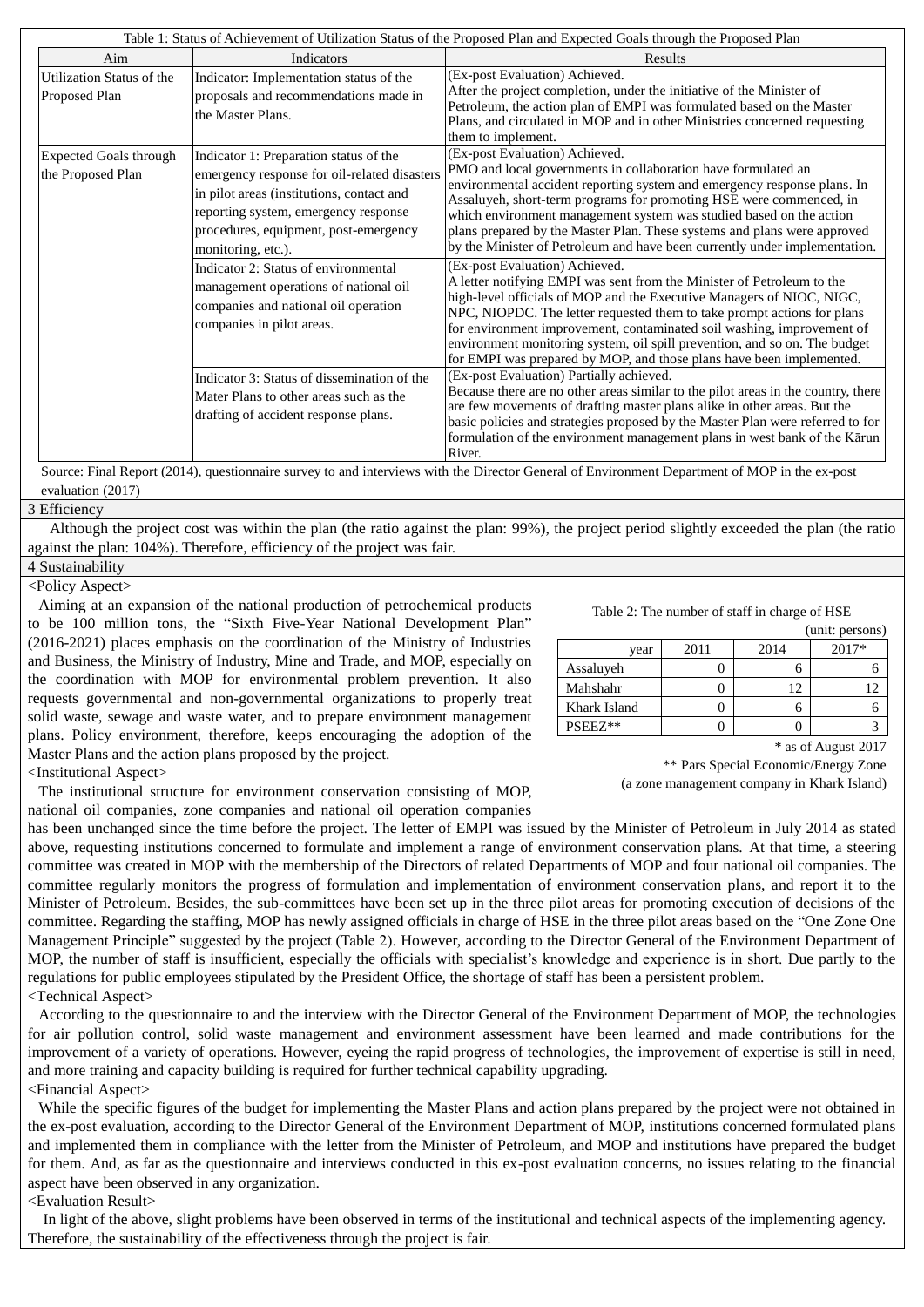Table 1: Status of Achievement of Utilization Status of the Proposed Plan and Expected Goals through the Proposed Plan

| Aim | Indicators | Results |
|---|---|---|
| Utilization Status of the Proposed Plan | Indicator: Implementation status of the proposals and recommendations made in the Master Plans. | (Ex-post Evaluation) Achieved. After the project completion, under the initiative of the Minister of Petroleum, the action plan of EMPI was formulated based on the Master Plans, and circulated in MOP and in other Ministries concerned requesting them to implement. |
| Expected Goals through the Proposed Plan | Indicator 1: Preparation status of the emergency response for oil-related disasters in pilot areas (institutions, contact and reporting system, emergency response procedures, equipment, post-emergency monitoring, etc.). | (Ex-post Evaluation) Achieved. PMO and local governments in collaboration have formulated an environmental accident reporting system and emergency response plans. In Assaluyeh, short-term programs for promoting HSE were commenced, in which environment management system was studied based on the action plans prepared by the Master Plan. These systems and plans were approved by the Minister of Petroleum and have been currently under implementation. |
| | Indicator 2: Status of environmental management operations of national oil companies and national oil operation companies in pilot areas. | (Ex-post Evaluation) Achieved. A letter notifying EMPI was sent from the Minister of Petroleum to the high-level officials of MOP and the Executive Managers of NIOC, NIGC, NPC, NIOPDC. The letter requested them to take prompt actions for plans for environment improvement, contaminated soil washing, improvement of environment monitoring system, oil spill prevention, and so on. The budget for EMPI was prepared by MOP, and those plans have been implemented. |
| | Indicator 3: Status of dissemination of the Mater Plans to other areas such as the drafting of accident response plans. | (Ex-post Evaluation) Partially achieved. Because there are no other areas similar to the pilot areas in the country, there are few movements of drafting master plans alike in other areas. But the basic policies and strategies proposed by the Master Plan were referred to for formulation of the environment management plans in west bank of the Kārun River. |

Source: Final Report (2014), questionnaire survey to and interviews with the Director General of Environment Department of MOP in the ex-post evaluation (2017)

## 3 Efficiency

Although the project cost was within the plan (the ratio against the plan: 99%), the project period slightly exceeded the plan (the ratio against the plan: 104%). Therefore, efficiency of the project was fair.

## 4 Sustainability

<Policy Aspect>

Aiming at an expansion of the national production of petrochemical products to be 100 million tons, the "Sixth Five-Year National Development Plan" (2016-2021) places emphasis on the coordination of the Ministry of Industries and Business, the Ministry of Industry, Mine and Trade, and MOP, especially on the coordination with MOP for environmental problem prevention. It also requests governmental and non-governmental organizations to properly treat solid waste, sewage and waste water, and to prepare environment management plans. Policy environment, therefore, keeps encouraging the adoption of the Master Plans and the action plans proposed by the project.

Table 2: The number of staff in charge of HSE

(unit: persons)

| year | 2011 | 2014 | 2017* |
|---|---|---|---|
| Assaluyeh | 0 | 6 | 6 |
| Mahshahr | 0 | 12 | 12 |
| Khark Island | 0 | 6 | 6 |
| PSEEZ** | 0 | 0 | 3 |

\* as of August 2017

** Pars Special Economic/Energy Zone (a zone management company in Khark Island)

<Institutional Aspect>

The institutional structure for environment conservation consisting of MOP, national oil companies, zone companies and national oil operation companies has been unchanged since the time before the project. The letter of EMPI was issued by the Minister of Petroleum in July 2014 as stated above, requesting institutions concerned to formulate and implement a range of environment conservation plans. At that time, a steering committee was created in MOP with the membership of the Directors of related Departments of MOP and four national oil companies. The committee regularly monitors the progress of formulation and implementation of environment conservation plans, and report it to the Minister of Petroleum. Besides, the sub-committees have been set up in the three pilot areas for promoting execution of decisions of the committee. Regarding the staffing, MOP has newly assigned officials in charge of HSE in the three pilot areas based on the "One Zone One Management Principle" suggested by the project (Table 2). However, according to the Director General of the Environment Department of MOP, the number of staff is insufficient, especially the officials with specialist's knowledge and experience is in short. Due partly to the regulations for public employees stipulated by the President Office, the shortage of staff has been a persistent problem.

<Technical Aspect>

According to the questionnaire to and the interview with the Director General of the Environment Department of MOP, the technologies for air pollution control, solid waste management and environment assessment have been learned and made contributions for the improvement of a variety of operations. However, eyeing the rapid progress of technologies, the improvement of expertise is still in need, and more training and capacity building is required for further technical capability upgrading.

<Financial Aspect>

While the specific figures of the budget for implementing the Master Plans and action plans prepared by the project were not obtained in the ex-post evaluation, according to the Director General of the Environment Department of MOP, institutions concerned formulated plans and implemented them in compliance with the letter from the Minister of Petroleum, and MOP and institutions have prepared the budget for them. And, as far as the questionnaire and interviews conducted in this ex-post evaluation concerns, no issues relating to the financial aspect have been observed in any organization.

<Evaluation Result>

In light of the above, slight problems have been observed in terms of the institutional and technical aspects of the implementing agency. Therefore, the sustainability of the effectiveness through the project is fair.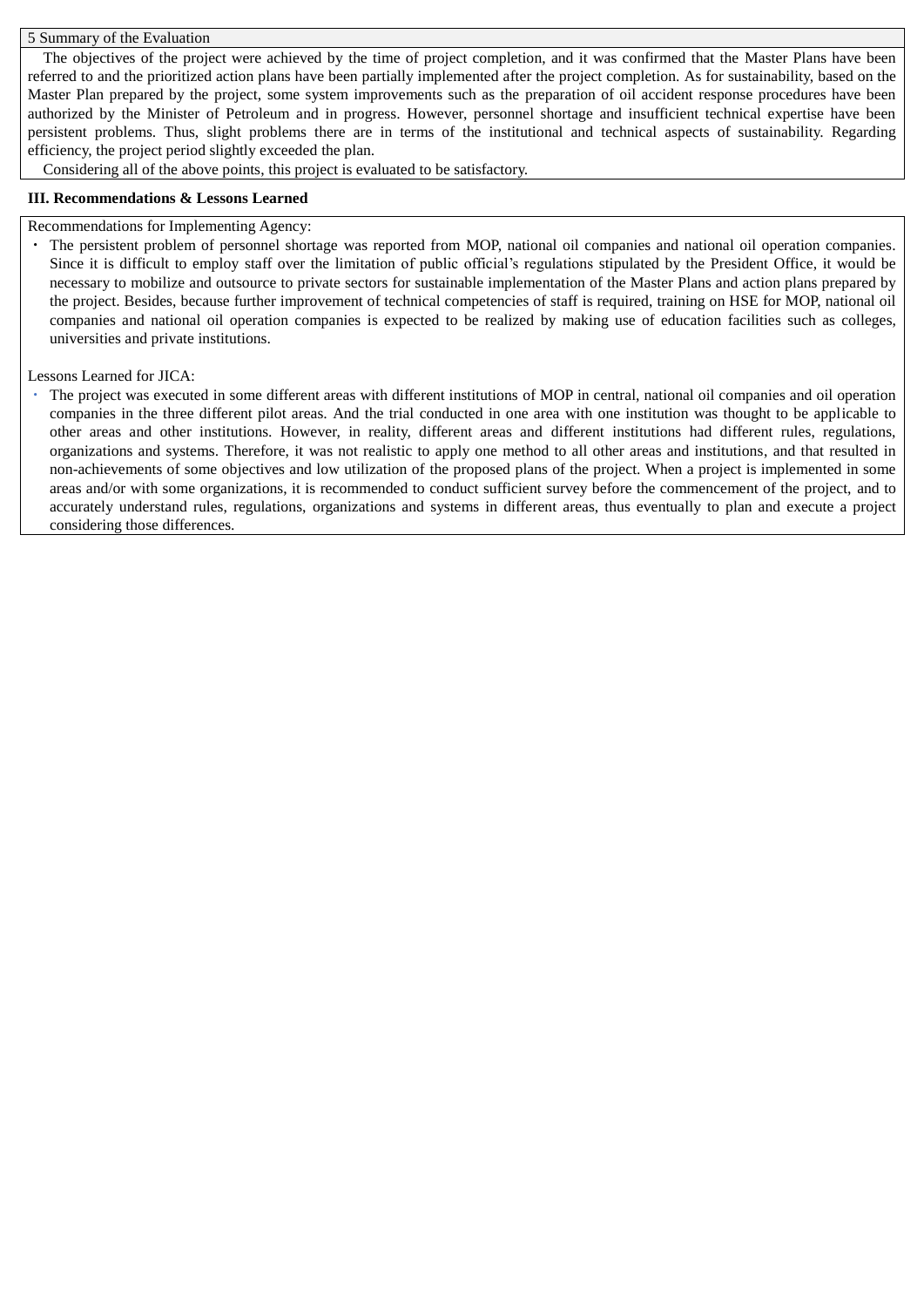5 Summary of the Evaluation

The objectives of the project were achieved by the time of project completion, and it was confirmed that the Master Plans have been referred to and the prioritized action plans have been partially implemented after the project completion. As for sustainability, based on the Master Plan prepared by the project, some system improvements such as the preparation of oil accident response procedures have been authorized by the Minister of Petroleum and in progress. However, personnel shortage and insufficient technical expertise have been persistent problems. Thus, slight problems there are in terms of the institutional and technical aspects of sustainability. Regarding efficiency, the project period slightly exceeded the plan.

Considering all of the above points, this project is evaluated to be satisfactory.

**III. Recommendations & Lessons Learned**

Recommendations for Implementing Agency:

- The persistent problem of personnel shortage was reported from MOP, national oil companies and national oil operation companies. Since it is difficult to employ staff over the limitation of public official's regulations stipulated by the President Office, it would be necessary to mobilize and outsource to private sectors for sustainable implementation of the Master Plans and action plans prepared by the project. Besides, because further improvement of technical competencies of staff is required, training on HSE for MOP, national oil companies and national oil operation companies is expected to be realized by making use of education facilities such as colleges, universities and private institutions.

Lessons Learned for JICA:

- The project was executed in some different areas with different institutions of MOP in central, national oil companies and oil operation companies in the three different pilot areas. And the trial conducted in one area with one institution was thought to be applicable to other areas and other institutions. However, in reality, different areas and different institutions had different rules, regulations, organizations and systems. Therefore, it was not realistic to apply one method to all other areas and institutions, and that resulted in non-achievements of some objectives and low utilization of the proposed plans of the project. When a project is implemented in some areas and/or with some organizations, it is recommended to conduct sufficient survey before the commencement of the project, and to accurately understand rules, regulations, organizations and systems in different areas, thus eventually to plan and execute a project considering those differences.